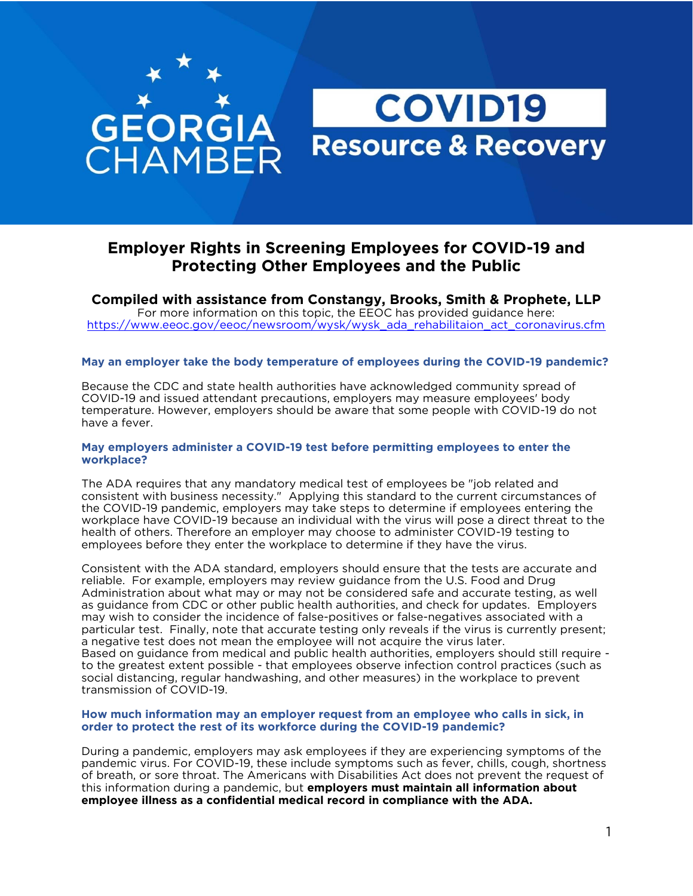GEORGIA CHAMBER

# COVID19 Resource & Recovery

## Employer Rights in Screening Employees for COVID-19 and Protecting Other Employees and the Public

**Compiled with assistance from Constangy, Brooks, Smith & Prophete, LLP**

For more information on this topic, the EEOC has provided guidance here: https://www.eeoc.gov/eeoc/newsroom/wysk/wysk_ada_rehabilitaion_act_coronavirus.cfm

### May an employer take the body temperature of employees during the COVID-19 pandemic?

Because the CDC and state health authorities have acknowledged community spread of COVID-19 and issued attendant precautions, employers may measure employees' body temperature. However, employers should be aware that some people with COVID-19 do not have a fever.

### May employers administer a COVID-19 test before permitting employees to enter the workplace?

The ADA requires that any mandatory medical test of employees be "job related and consistent with business necessity." Applying this standard to the current circumstances of the COVID-19 pandemic, employers may take steps to determine if employees entering the workplace have COVID-19 because an individual with the virus will pose a direct threat to the health of others. Therefore an employer may choose to administer COVID-19 testing to employees before they enter the workplace to determine if they have the virus.

Consistent with the ADA standard, employers should ensure that the tests are accurate and reliable. For example, employers may review guidance from the U.S. Food and Drug Administration about what may or may not be considered safe and accurate testing, as well as guidance from CDC or other public health authorities, and check for updates. Employers may wish to consider the incidence of false-positives or false-negatives associated with a particular test. Finally, note that accurate testing only reveals if the virus is currently present; a negative test does not mean the employee will not acquire the virus later.
Based on guidance from medical and public health authorities, employers should still require - to the greatest extent possible - that employees observe infection control practices (such as social distancing, regular handwashing, and other measures) in the workplace to prevent transmission of COVID-19.

### How much information may an employer request from an employee who calls in sick, in order to protect the rest of its workforce during the COVID-19 pandemic?

During a pandemic, employers may ask employees if they are experiencing symptoms of the pandemic virus. For COVID-19, these include symptoms such as fever, chills, cough, shortness of breath, or sore throat. The Americans with Disabilities Act does not prevent the request of this information during a pandemic, but **employers must maintain all information about employee illness as a confidential medical record in compliance with the ADA.**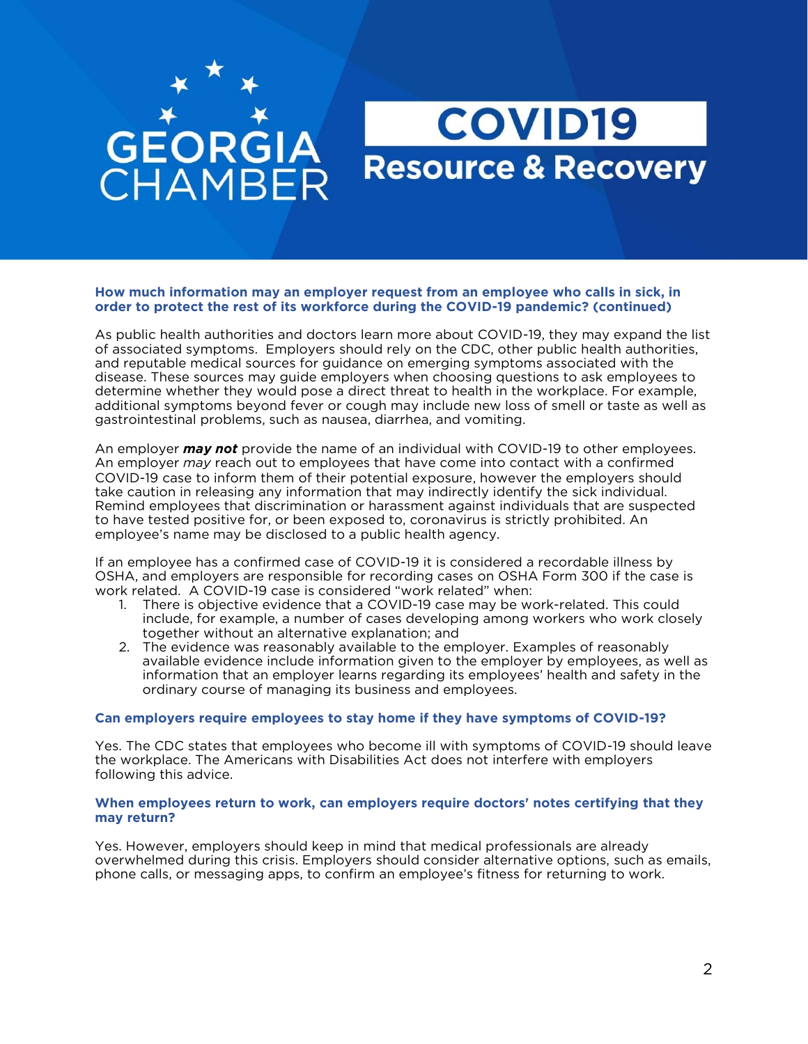**How much information may an employer request from an employee who calls in sick, in order to protect the rest of its workforce during the COVID-19 pandemic? (continued)**

As public health authorities and doctors learn more about COVID-19, they may expand the list of associated symptoms. Employers should rely on the CDC, other public health authorities, and reputable medical sources for guidance on emerging symptoms associated with the disease. These sources may guide employers when choosing questions to ask employees to determine whether they would pose a direct threat to health in the workplace. For example, additional symptoms beyond fever or cough may include new loss of smell or taste as well as gastrointestinal problems, such as nausea, diarrhea, and vomiting.

An employer ***may not*** provide the name of an individual with COVID-19 to other employees. An employer *may* reach out to employees that have come into contact with a confirmed COVID-19 case to inform them of their potential exposure, however the employers should take caution in releasing any information that may indirectly identify the sick individual. Remind employees that discrimination or harassment against individuals that are suspected to have tested positive for, or been exposed to, coronavirus is strictly prohibited. An employee's name may be disclosed to a public health agency.

If an employee has a confirmed case of COVID-19 it is considered a recordable illness by OSHA, and employers are responsible for recording cases on OSHA Form 300 if the case is work related. A COVID-19 case is considered "work related" when:

1. There is objective evidence that a COVID-19 case may be work-related. This could include, for example, a number of cases developing among workers who work closely together without an alternative explanation; and
2. The evidence was reasonably available to the employer. Examples of reasonably available evidence include information given to the employer by employees, as well as information that an employer learns regarding its employees' health and safety in the ordinary course of managing its business and employees.

**Can employers require employees to stay home if they have symptoms of COVID-19?**

Yes. The CDC states that employees who become ill with symptoms of COVID-19 should leave the workplace. The Americans with Disabilities Act does not interfere with employers following this advice.

**When employees return to work, can employers require doctors' notes certifying that they may return?**

Yes. However, employers should keep in mind that medical professionals are already overwhelmed during this crisis. Employers should consider alternative options, such as emails, phone calls, or messaging apps, to confirm an employee's fitness for returning to work.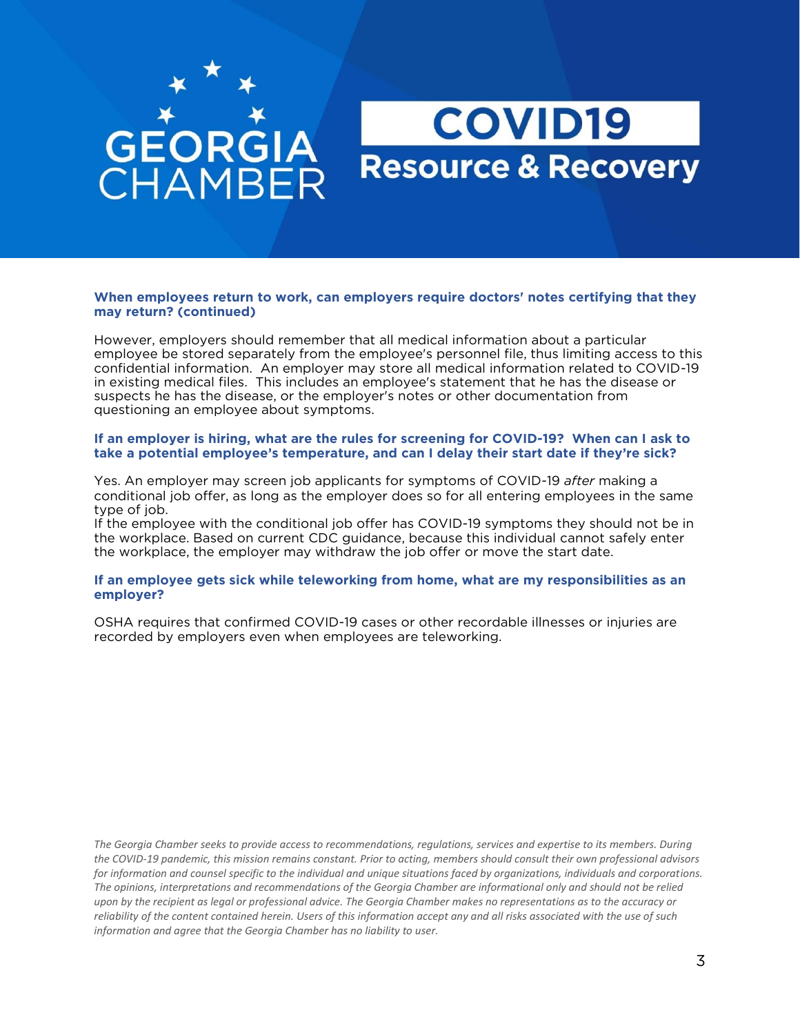**When employees return to work, can employers require doctors' notes certifying that they may return? (continued)**

However, employers should remember that all medical information about a particular employee be stored separately from the employee's personnel file, thus limiting access to this confidential information. An employer may store all medical information related to COVID-19 in existing medical files. This includes an employee's statement that he has the disease or suspects he has the disease, or the employer's notes or other documentation from questioning an employee about symptoms.

**If an employer is hiring, what are the rules for screening for COVID-19? When can I ask to take a potential employee's temperature, and can I delay their start date if they're sick?**

Yes. An employer may screen job applicants for symptoms of COVID-19 *after* making a conditional job offer, as long as the employer does so for all entering employees in the same type of job.
If the employee with the conditional job offer has COVID-19 symptoms they should not be in the workplace. Based on current CDC guidance, because this individual cannot safely enter the workplace, the employer may withdraw the job offer or move the start date.

**If an employee gets sick while teleworking from home, what are my responsibilities as an employer?**

OSHA requires that confirmed COVID-19 cases or other recordable illnesses or injuries are recorded by employers even when employees are teleworking.

*The Georgia Chamber seeks to provide access to recommendations, regulations, services and expertise to its members. During the COVID-19 pandemic, this mission remains constant. Prior to acting, members should consult their own professional advisors for information and counsel specific to the individual and unique situations faced by organizations, individuals and corporations. The opinions, interpretations and recommendations of the Georgia Chamber are informational only and should not be relied upon by the recipient as legal or professional advice. The Georgia Chamber makes no representations as to the accuracy or reliability of the content contained herein. Users of this information accept any and all risks associated with the use of such information and agree that the Georgia Chamber has no liability to user.*